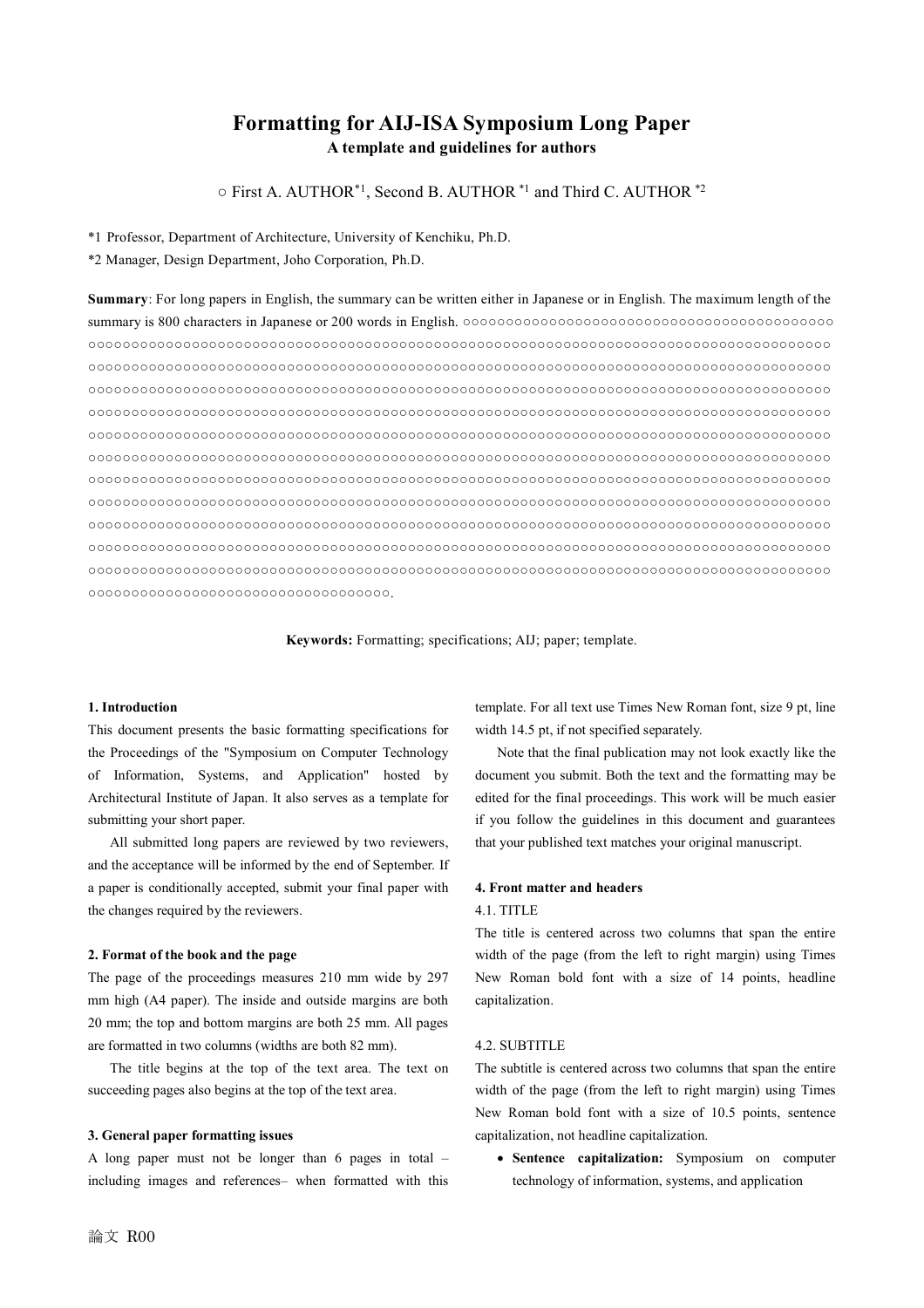# Formatting for AIJ-ISA Symposium Long Paper

**A template and guidelines for authors**

○ First A. AUTHOR[*1], Second B. AUTHOR [*1] and Third C. AUTHOR [*2]

*1 Professor, Department of Architecture, University of Kenchiku, Ph.D.

*2 Manager, Design Department, Joho Corporation, Ph.D.

**Summary**: For long papers in English, the summary can be written either in Japanese or in English. The maximum length of the summary is 800 characters in Japanese or 200 words in English. ○○○○○○○○○○○○○○○○○○○○○○○○○○○○○○○○○○○○○○○○○○○○○○○○○○○○○○○○○○○○○○○○○○○○○○○○○○○○○○○○○○○○○○○○○○○○○○○○○○○○○○○○○○○○○○○○○○○○○○○○○○○○○○○○○○○○○○○○○○○○○○○○○○○○○○○○○○○○○○○○○○○○○○○○○○○○○○○○○○○○○○○○○○○○○○○○○○○○○○○○○○○○○○○○○○○○○○○○○○○○○○○○○○○○○○○○○○○○○○○○○○○○○○○○○○○○○○○○○○○○○○○○○○○○○○○○○○○○○○○○○○○○○○○○○○○○○○○○○○○○○○○○○○○○○○○○○○○○○○○○○○○○○○○○○○○○○○○○○○○○○○○○○○○○○○○○○○○○○○○○○○○○○○○○○○○○○○○○○○○○○○○○○○○○○○○○○○○○○○○○○○○○○○○○○○○○○○○○○○○○○○○○○○○○○○○○○○○○○○○○○○○○○○○○○○○○○○○○○○○○○○○○○○○○○○○○○○○○○○○○○○○○○○○○○○○○○○○○○○○○○○○○○○○○○○○○○○○○○○○○○○○○○○○○○○○○○○○○○○○○○○○○○○○○○○○○○○○○○○○○○○○○○○○○○○○○○○○○○○○○○○○○○○○○○○○○○○○○○○○○○○○○○○○○○○○○○○○○○○○○○○○○○○○○○○○○○○○○○○○○○○○○○○○○○○○○○○○○○○○○○○○○○○○○○○○○○○○○○○○○○○○○○○○○○○○○○○○○○○○○○○○○○○○○○○○○○○○○○○○○○○○○○○○○○○○○○○○○○○○○○○○○○○○○○○○○○○○○○○○○○○○○○○.

**Keywords:** Formatting; specifications; AIJ; paper; template.

## 1. Introduction

This document presents the basic formatting specifications for the Proceedings of the "Symposium on Computer Technology of Information, Systems, and Application" hosted by Architectural Institute of Japan. It also serves as a template for submitting your short paper.

All submitted long papers are reviewed by two reviewers, and the acceptance will be informed by the end of September. If a paper is conditionally accepted, submit your final paper with the changes required by the reviewers.

## 2. Format of the book and the page

The page of the proceedings measures 210 mm wide by 297 mm high (A4 paper). The inside and outside margins are both 20 mm; the top and bottom margins are both 25 mm. All pages are formatted in two columns (widths are both 82 mm).

The title begins at the top of the text area. The text on succeeding pages also begins at the top of the text area.

## 3. General paper formatting issues

A long paper must not be longer than 6 pages in total – including images and references– when formatted with this template. For all text use Times New Roman font, size 9 pt, line width 14.5 pt, if not specified separately.

Note that the final publication may not look exactly like the document you submit. Both the text and the formatting may be edited for the final proceedings. This work will be much easier if you follow the guidelines in this document and guarantees that your published text matches your original manuscript.

## 4. Front matter and headers

### 4.1. TITLE

The title is centered across two columns that span the entire width of the page (from the left to right margin) using Times New Roman bold font with a size of 14 points, headline capitalization.

### 4.2. SUBTITLE

The subtitle is centered across two columns that span the entire width of the page (from the left to right margin) using Times New Roman bold font with a size of 10.5 points, sentence capitalization, not headline capitalization.

- **Sentence capitalization:** Symposium on computer technology of information, systems, and application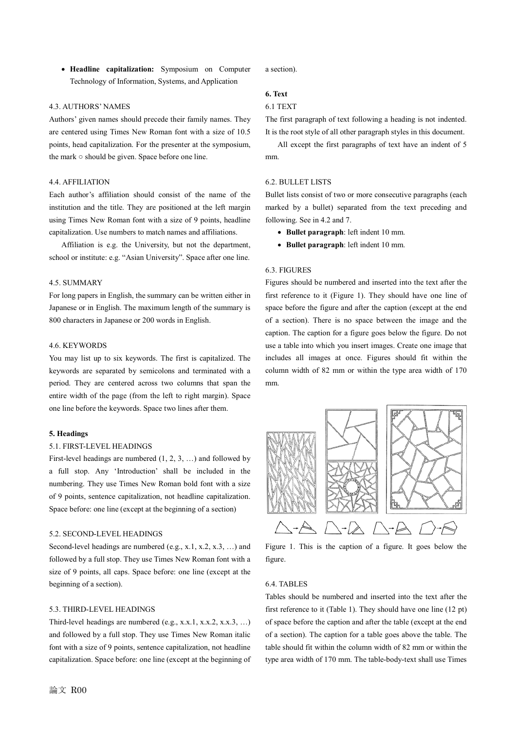- **Headline capitalization:** Symposium on Computer Technology of Information, Systems, and Application

### 4.3. AUTHORS' NAMES

Authors' given names should precede their family names. They are centered using Times New Roman font with a size of 10.5 points, head capitalization. For the presenter at the symposium, the mark ○ should be given. Space before one line.

### 4.4. AFFILIATION

Each author's affiliation should consist of the name of the institution and the title. They are positioned at the left margin using Times New Roman font with a size of 9 points, headline capitalization. Use numbers to match names and affiliations.

Affiliation is e.g. the University, but not the department, school or institute: e.g. "Asian University". Space after one line.

### 4.5. SUMMARY

For long papers in English, the summary can be written either in Japanese or in English. The maximum length of the summary is 800 characters in Japanese or 200 words in English.

### 4.6. KEYWORDS

You may list up to six keywords. The first is capitalized. The keywords are separated by semicolons and terminated with a period. They are centered across two columns that span the entire width of the page (from the left to right margin). Space one line before the keywords. Space two lines after them.

## 5. Headings

### 5.1. FIRST-LEVEL HEADINGS

First-level headings are numbered (1, 2, 3, …) and followed by a full stop. Any 'Introduction' shall be included in the numbering. They use Times New Roman bold font with a size of 9 points, sentence capitalization, not headline capitalization. Space before: one line (except at the beginning of a section)

### 5.2. SECOND-LEVEL HEADINGS

Second-level headings are numbered (e.g., x.1, x.2, x.3, …) and followed by a full stop. They use Times New Roman font with a size of 9 points, all caps. Space before: one line (except at the beginning of a section).

### 5.3. THIRD-LEVEL HEADINGS

Third-level headings are numbered (e.g., x.x.1, x.x.2, x.x.3, …) and followed by a full stop. They use Times New Roman italic font with a size of 9 points, sentence capitalization, not headline capitalization. Space before: one line (except at the beginning of a section).

## 6. Text

### 6.1 TEXT

The first paragraph of text following a heading is not indented. It is the root style of all other paragraph styles in this document.

All except the first paragraphs of text have an indent of 5 mm.

### 6.2. BULLET LISTS

Bullet lists consist of two or more consecutive paragraphs (each marked by a bullet) separated from the text preceding and following. See in 4.2 and 7.

- **Bullet paragraph**: left indent 10 mm.
- **Bullet paragraph**: left indent 10 mm.

### 6.3. FIGURES

Figures should be numbered and inserted into the text after the first reference to it (Figure 1). They should have one line of space before the figure and after the caption (except at the end of a section). There is no space between the image and the caption. The caption for a figure goes below the figure. Do not use a table into which you insert images. Create one image that includes all images at once. Figures should fit within the column width of 82 mm or within the type area width of 170 mm.

Figure 1. This is the caption of a figure. It goes below the figure.

### 6.4. TABLES

Tables should be numbered and inserted into the text after the first reference to it (Table 1). They should have one line (12 pt) of space before the caption and after the table (except at the end of a section). The caption for a table goes above the table. The table should fit within the column width of 82 mm or within the type area width of 170 mm. The table-body-text shall use Times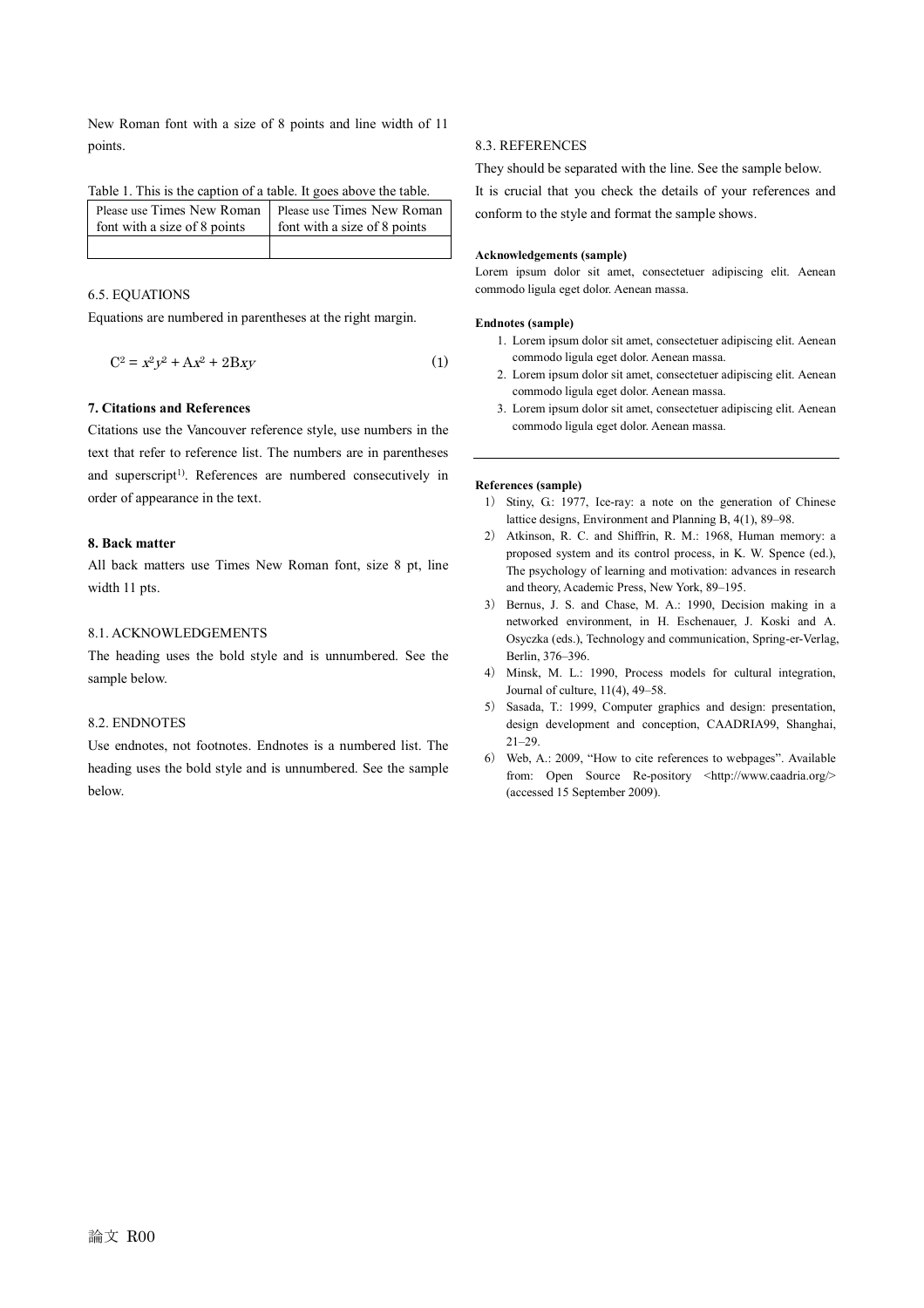New Roman font with a size of 8 points and line width of 11 points.

Table 1. This is the caption of a table. It goes above the table.

| | |
|---|---|
| Please use Times New Roman font with a size of 8 points | Please use Times New Roman font with a size of 8 points |
| | |

### 6.5. EQUATIONS

Equations are numbered in parentheses at the right margin.

$$C^2 = x^2y^2 + Ax^2 + 2Bxy \quad (1)$$

## 7. Citations and References

Citations use the Vancouver reference style, use numbers in the text that refer to reference list. The numbers are in parentheses and superscript[1)]. References are numbered consecutively in order of appearance in the text.

## 8. Back matter

All back matters use Times New Roman font, size 8 pt, line width 11 pts.

### 8.1. ACKNOWLEDGEMENTS

The heading uses the bold style and is unnumbered. See the sample below.

### 8.2. ENDNOTES

Use endnotes, not footnotes. Endnotes is a numbered list. The heading uses the bold style and is unnumbered. See the sample below.

### 8.3. REFERENCES

They should be separated with the line. See the sample below.
It is crucial that you check the details of your references and conform to the style and format the sample shows.

**Acknowledgements (sample)**

Lorem ipsum dolor sit amet, consectetuer adipiscing elit. Aenean commodo ligula eget dolor. Aenean massa.

**Endnotes (sample)**

1. Lorem ipsum dolor sit amet, consectetuer adipiscing elit. Aenean commodo ligula eget dolor. Aenean massa.
2. Lorem ipsum dolor sit amet, consectetuer adipiscing elit. Aenean commodo ligula eget dolor. Aenean massa.
3. Lorem ipsum dolor sit amet, consectetuer adipiscing elit. Aenean commodo ligula eget dolor. Aenean massa.

---

**References (sample)**

1) Stiny, G.: 1977, Ice-ray: a note on the generation of Chinese lattice designs, Environment and Planning B, 4(1), 89–98.
2) Atkinson, R. C. and Shiffrin, R. M.: 1968, Human memory: a proposed system and its control process, in K. W. Spence (ed.), The psychology of learning and motivation: advances in research and theory, Academic Press, New York, 89–195.
3) Bernus, J. S. and Chase, M. A.: 1990, Decision making in a networked environment, in H. Eschenauer, J. Koski and A. Osyczka (eds.), Technology and communication, Spring-er-Verlag, Berlin, 376–396.
4) Minsk, M. L.: 1990, Process models for cultural integration, Journal of culture, 11(4), 49–58.
5) Sasada, T.: 1999, Computer graphics and design: presentation, design development and conception, CAADRIA99, Shanghai, 21–29.
6) Web, A.: 2009, "How to cite references to webpages". Available from: Open Source Re-pository <http://www.caadria.org/> (accessed 15 September 2009).